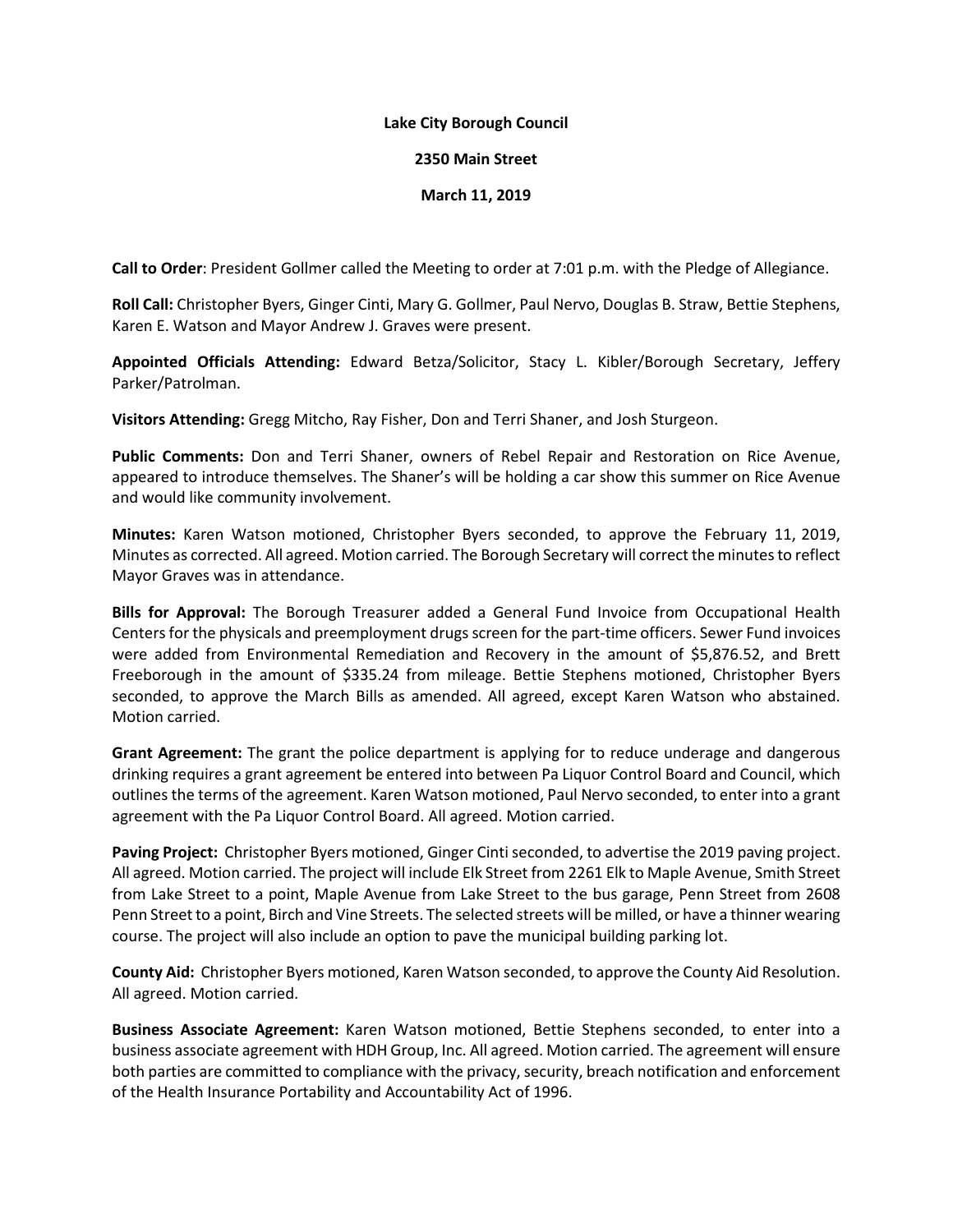**Lake City Borough Council**

**2350 Main Street**

**March 11, 2019**

**Call to Order**: President Gollmer called the Meeting to order at 7:01 p.m. with the Pledge of Allegiance.

**Roll Call:** Christopher Byers, Ginger Cinti, Mary G. Gollmer, Paul Nervo, Douglas B. Straw, Bettie Stephens, Karen E. Watson and Mayor Andrew J. Graves were present.

**Appointed Officials Attending:** Edward Betza/Solicitor, Stacy L. Kibler/Borough Secretary, Jeffery Parker/Patrolman.

**Visitors Attending:** Gregg Mitcho, Ray Fisher, Don and Terri Shaner, and Josh Sturgeon.

**Public Comments:** Don and Terri Shaner, owners of Rebel Repair and Restoration on Rice Avenue, appeared to introduce themselves. The Shaner's will be holding a car show this summer on Rice Avenue and would like community involvement.

**Minutes:** Karen Watson motioned, Christopher Byers seconded, to approve the February 11, 2019, Minutes as corrected. All agreed. Motion carried. The Borough Secretary will correct the minutes to reflect Mayor Graves was in attendance.

**Bills for Approval:** The Borough Treasurer added a General Fund Invoice from Occupational Health Centers for the physicals and preemployment drugs screen for the part-time officers. Sewer Fund invoices were added from Environmental Remediation and Recovery in the amount of $5,876.52, and Brett Freeborough in the amount of $335.24 from mileage. Bettie Stephens motioned, Christopher Byers seconded, to approve the March Bills as amended. All agreed, except Karen Watson who abstained. Motion carried.

**Grant Agreement:** The grant the police department is applying for to reduce underage and dangerous drinking requires a grant agreement be entered into between Pa Liquor Control Board and Council, which outlines the terms of the agreement. Karen Watson motioned, Paul Nervo seconded, to enter into a grant agreement with the Pa Liquor Control Board. All agreed. Motion carried.

**Paving Project:** Christopher Byers motioned, Ginger Cinti seconded, to advertise the 2019 paving project. All agreed. Motion carried. The project will include Elk Street from 2261 Elk to Maple Avenue, Smith Street from Lake Street to a point, Maple Avenue from Lake Street to the bus garage, Penn Street from 2608 Penn Street to a point, Birch and Vine Streets. The selected streets will be milled, or have a thinner wearing course. The project will also include an option to pave the municipal building parking lot.

**County Aid:** Christopher Byers motioned, Karen Watson seconded, to approve the County Aid Resolution. All agreed. Motion carried.

**Business Associate Agreement:** Karen Watson motioned, Bettie Stephens seconded, to enter into a business associate agreement with HDH Group, Inc. All agreed. Motion carried. The agreement will ensure both parties are committed to compliance with the privacy, security, breach notification and enforcement of the Health Insurance Portability and Accountability Act of 1996.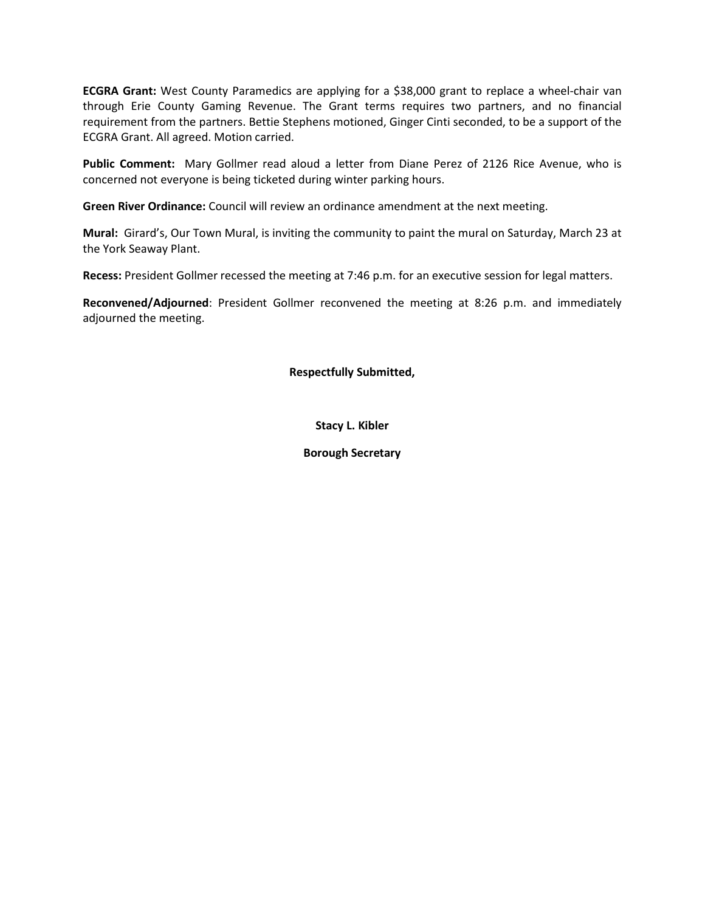**ECGRA Grant:** West County Paramedics are applying for a $38,000 grant to replace a wheel-chair van through Erie County Gaming Revenue. The Grant terms requires two partners, and no financial requirement from the partners. Bettie Stephens motioned, Ginger Cinti seconded, to be a support of the ECGRA Grant. All agreed. Motion carried.

**Public Comment:** Mary Gollmer read aloud a letter from Diane Perez of 2126 Rice Avenue, who is concerned not everyone is being ticketed during winter parking hours.

**Green River Ordinance:** Council will review an ordinance amendment at the next meeting.

**Mural:** Girard's, Our Town Mural, is inviting the community to paint the mural on Saturday, March 23 at the York Seaway Plant.

**Recess:** President Gollmer recessed the meeting at 7:46 p.m. for an executive session for legal matters.

**Reconvened/Adjourned**: President Gollmer reconvened the meeting at 8:26 p.m. and immediately adjourned the meeting.

**Respectfully Submitted,**

**Stacy L. Kibler**

**Borough Secretary**